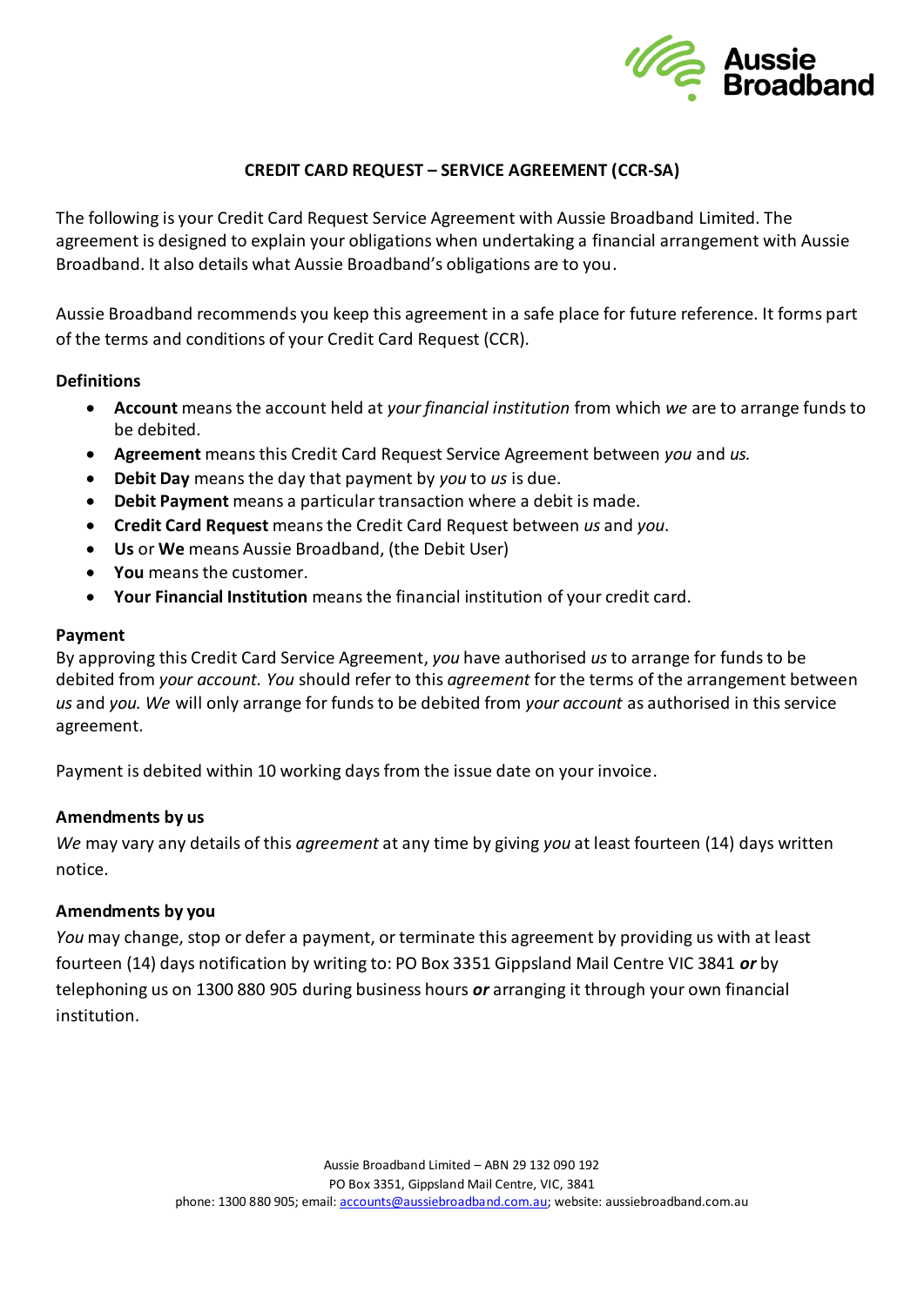# CREDIT CARD REQUEST – SERVICE AGREEMENT (CCR-SA)

The following is your Credit Card Request Service Agreement with Aussie Broadband Limited. The agreement is designed to explain your obligations when undertaking a financial arrangement with Aussie Broadband. It also details what Aussie Broadband's obligations are to you.

Aussie Broadband recommends you keep this agreement in a safe place for future reference. It forms part of the terms and conditions of your Credit Card Request (CCR).

### Definitions

- **Account** means the account held at *your financial institution* from which *we* are to arrange funds to be debited.
- **Agreement** means this Credit Card Request Service Agreement between *you* and *us*.
- **Debit Day** means the day that payment by *you* to *us* is due.
- **Debit Payment** means a particular transaction where a debit is made.
- **Credit Card Request** means the Credit Card Request between *us* and *you*.
- **Us** or **We** means Aussie Broadband, (the Debit User)
- **You** means the customer.
- **Your Financial Institution** means the financial institution of your credit card.

### Payment

By approving this Credit Card Service Agreement, *you* have authorised *us* to arrange for funds to be debited from *your account*. *You* should refer to this *agreement* for the terms of the arrangement between *us* and *you*. *We* will only arrange for funds to be debited from *your account* as authorised in this service agreement.

Payment is debited within 10 working days from the issue date on your invoice.

### Amendments by us

*We* may vary any details of this *agreement* at any time by giving *you* at least fourteen (14) days written notice.

### Amendments by you

*You* may change, stop or defer a payment, or terminate this agreement by providing us with at least fourteen (14) days notification by writing to: PO Box 3351 Gippsland Mail Centre VIC 3841 ***or*** by telephoning us on 1300 880 905 during business hours ***or*** arranging it through your own financial institution.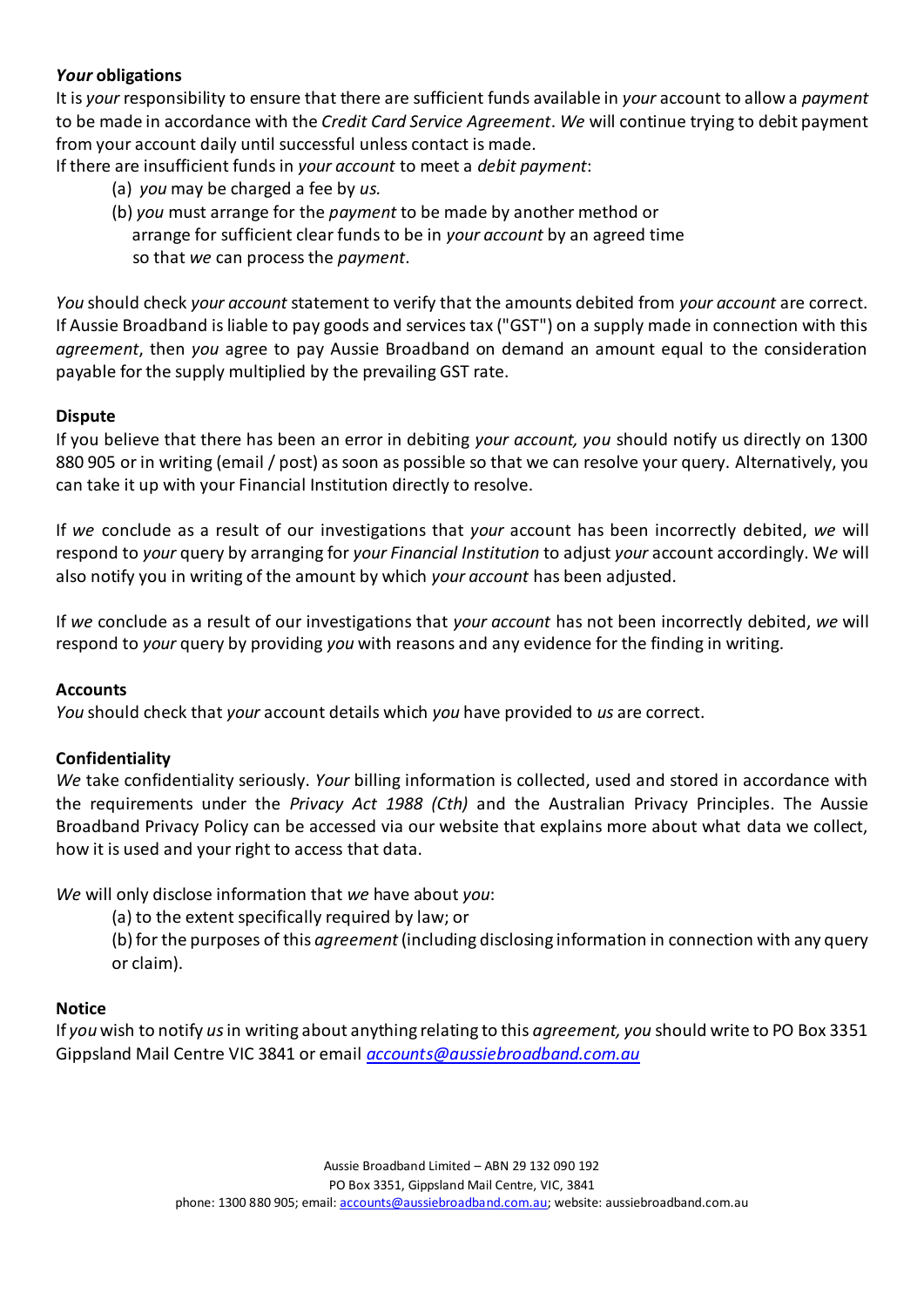### *Your* obligations

It is *your* responsibility to ensure that there are sufficient funds available in *your* account to allow a *payment* to be made in accordance with the *Credit Card Service Agreement*. *We* will continue trying to debit payment from your account daily until successful unless contact is made.

If there are insufficient funds in *your account* to meet a *debit payment*:

(a) *you* may be charged a fee by *us.*

(b) *you* must arrange for the *payment* to be made by another method or arrange for sufficient clear funds to be in *your account* by an agreed time so that *we* can process the *payment*.

*You* should check *your account* statement to verify that the amounts debited from *your account* are correct. If Aussie Broadband is liable to pay goods and services tax ("GST") on a supply made in connection with this *agreement*, then *you* agree to pay Aussie Broadband on demand an amount equal to the consideration payable for the supply multiplied by the prevailing GST rate.

### Dispute

If you believe that there has been an error in debiting *your account, you* should notify us directly on 1300 880 905 or in writing (email / post) as soon as possible so that we can resolve your query. Alternatively, you can take it up with your Financial Institution directly to resolve.

If *we* conclude as a result of our investigations that *your* account has been incorrectly debited, *we* will respond to *your* query by arranging for *your Financial Institution* to adjust *your* account accordingly. We will also notify you in writing of the amount by which *your account* has been adjusted.

If *we* conclude as a result of our investigations that *your account* has not been incorrectly debited, *we* will respond to *your* query by providing *you* with reasons and any evidence for the finding in writing.

### Accounts

*You* should check that *your* account details which *you* have provided to *us* are correct.

### Confidentiality

*We* take confidentiality seriously. *Your* billing information is collected, used and stored in accordance with the requirements under the *Privacy Act 1988 (Cth)* and the Australian Privacy Principles. The Aussie Broadband Privacy Policy can be accessed via our website that explains more about what data we collect, how it is used and your right to access that data.

*We* will only disclose information that *we* have about *you*:

(a) to the extent specifically required by law; or

(b) for the purposes of this *agreement* (including disclosing information in connection with any query or claim).

### Notice

If *you* wish to notify *us* in writing about anything relating to this *agreement, you* should write to PO Box 3351 Gippsland Mail Centre VIC 3841 or email [accounts@aussiebroadband.com.au](mailto:accounts@aussiebroadband.com.au)

Aussie Broadband Limited – ABN 29 132 090 192
PO Box 3351, Gippsland Mail Centre, VIC, 3841
phone: 1300 880 905; email: accounts@aussiebroadband.com.au; website: aussiebroadband.com.au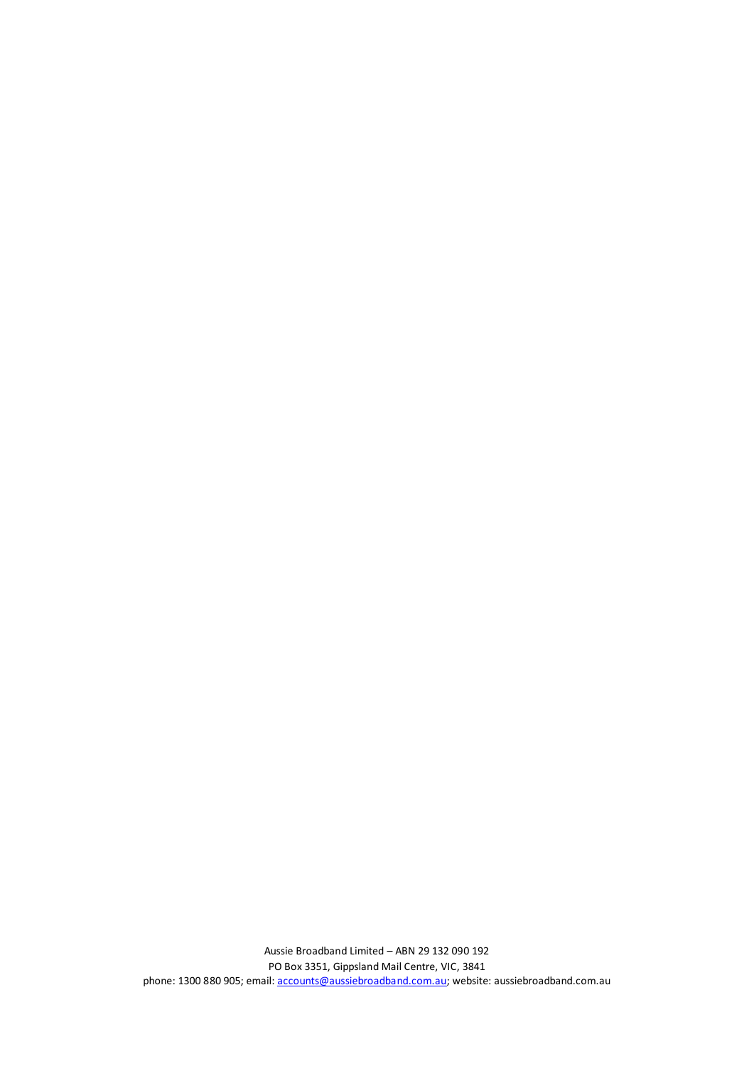Aussie Broadband Limited – ABN 29 132 090 192

PO Box 3351, Gippsland Mail Centre, VIC, 3841

phone: 1300 880 905; email: accounts@aussiebroadband.com.au; website: aussiebroadband.com.au